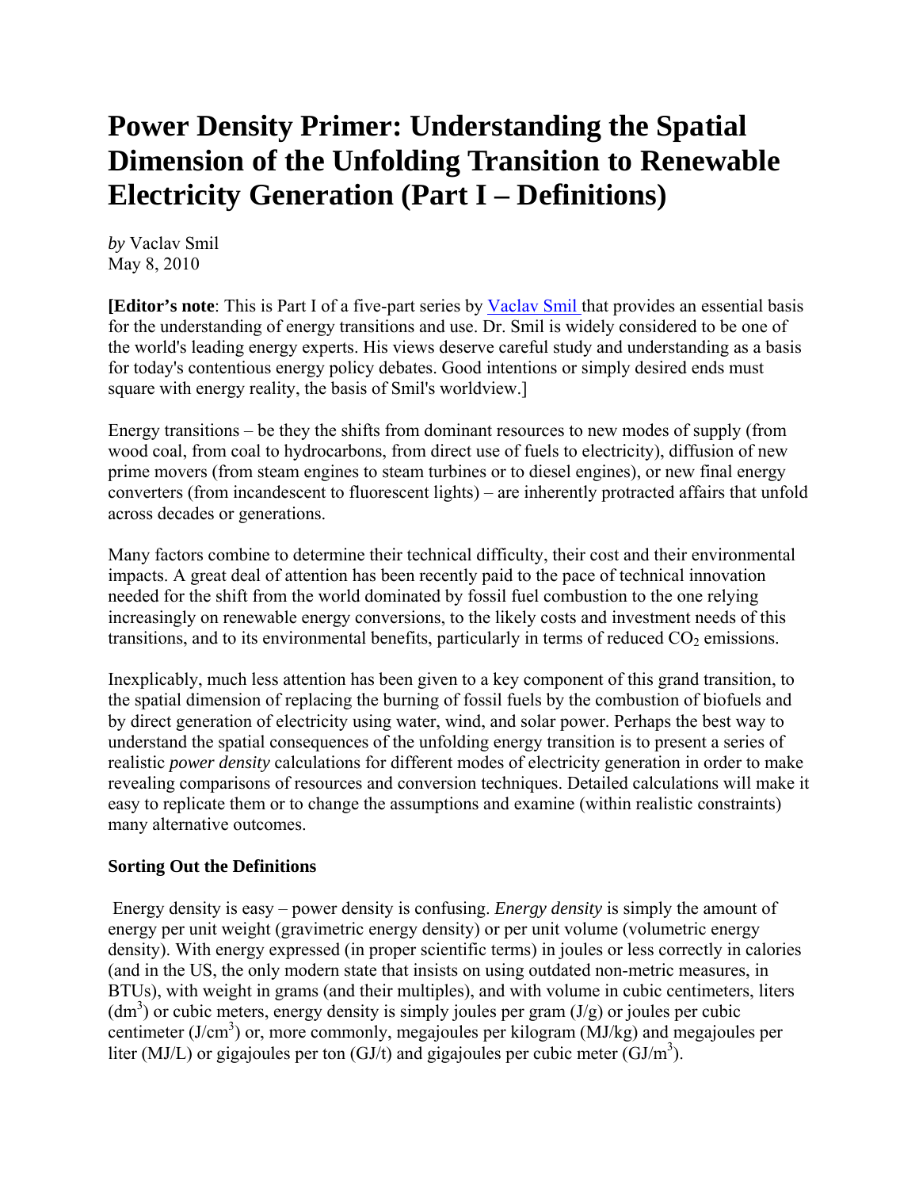# Power Density Primer: Understanding the Spatial Dimension of the Unfolding Transition to Renewable Electricity Generation (Part I – Definitions)

*by* Vaclav Smil
May 8, 2010

**[Editor's note**: This is Part I of a five-part series by Vaclav Smil that provides an essential basis for the understanding of energy transitions and use. Dr. Smil is widely considered to be one of the world's leading energy experts. His views deserve careful study and understanding as a basis for today's contentious energy policy debates. Good intentions or simply desired ends must square with energy reality, the basis of Smil's worldview.]

Energy transitions – be they the shifts from dominant resources to new modes of supply (from wood coal, from coal to hydrocarbons, from direct use of fuels to electricity), diffusion of new prime movers (from steam engines to steam turbines or to diesel engines), or new final energy converters (from incandescent to fluorescent lights) – are inherently protracted affairs that unfold across decades or generations.

Many factors combine to determine their technical difficulty, their cost and their environmental impacts. A great deal of attention has been recently paid to the pace of technical innovation needed for the shift from the world dominated by fossil fuel combustion to the one relying increasingly on renewable energy conversions, to the likely costs and investment needs of this transitions, and to its environmental benefits, particularly in terms of reduced $CO_2$ emissions.

Inexplicably, much less attention has been given to a key component of this grand transition, to the spatial dimension of replacing the burning of fossil fuels by the combustion of biofuels and by direct generation of electricity using water, wind, and solar power. Perhaps the best way to understand the spatial consequences of the unfolding energy transition is to present a series of realistic *power density* calculations for different modes of electricity generation in order to make revealing comparisons of resources and conversion techniques. Detailed calculations will make it easy to replicate them or to change the assumptions and examine (within realistic constraints) many alternative outcomes.

### Sorting Out the Definitions

Energy density is easy – power density is confusing. *Energy density* is simply the amount of energy per unit weight (gravimetric energy density) or per unit volume (volumetric energy density). With energy expressed (in proper scientific terms) in joules or less correctly in calories (and in the US, the only modern state that insists on using outdated non-metric measures, in BTUs), with weight in grams (and their multiples), and with volume in cubic centimeters, liters ($dm^3$) or cubic meters, energy density is simply joules per gram (J/g) or joules per cubic centimeter ($J/cm^3$) or, more commonly, megajoules per kilogram (MJ/kg) and megajoules per liter (MJ/L) or gigajoules per ton (GJ/t) and gigajoules per cubic meter ($GJ/m^3$).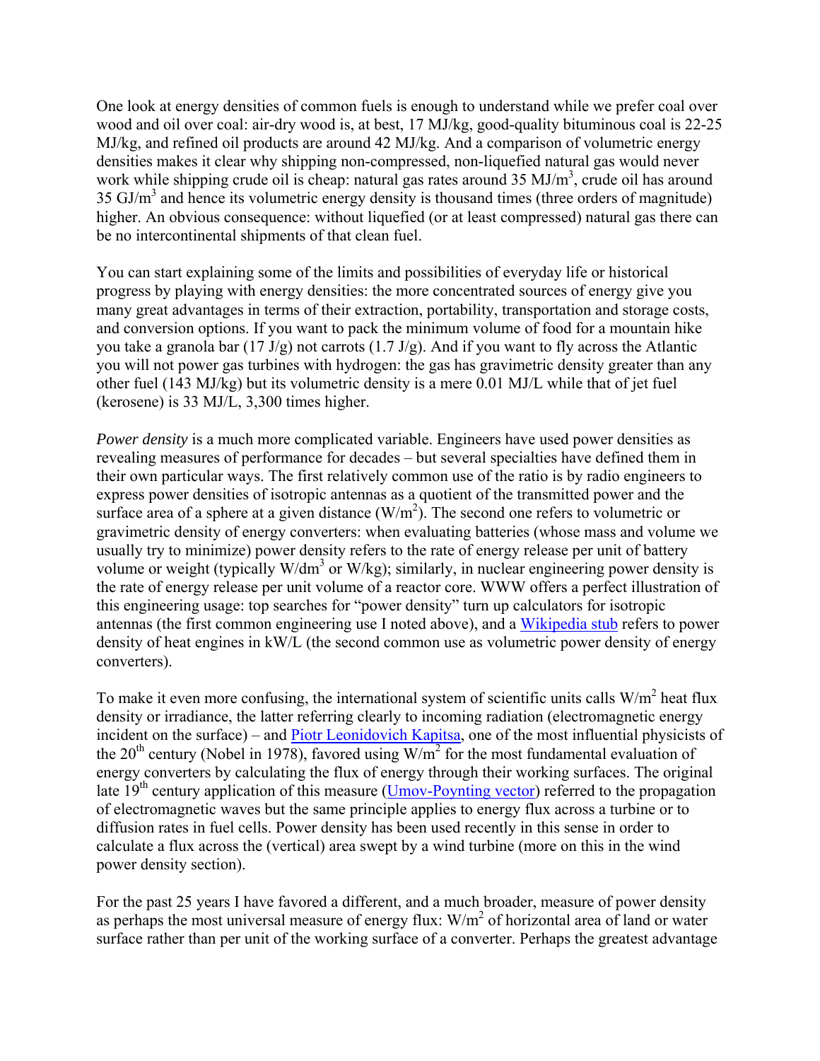One look at energy densities of common fuels is enough to understand while we prefer coal over wood and oil over coal: air-dry wood is, at best, 17 MJ/kg, good-quality bituminous coal is 22-25 MJ/kg, and refined oil products are around 42 MJ/kg. And a comparison of volumetric energy densities makes it clear why shipping non-compressed, non-liquefied natural gas would never work while shipping crude oil is cheap: natural gas rates around 35 $MJ/m^3$, crude oil has around 35 $GJ/m^3$ and hence its volumetric energy density is thousand times (three orders of magnitude) higher. An obvious consequence: without liquefied (or at least compressed) natural gas there can be no intercontinental shipments of that clean fuel.

You can start explaining some of the limits and possibilities of everyday life or historical progress by playing with energy densities: the more concentrated sources of energy give you many great advantages in terms of their extraction, portability, transportation and storage costs, and conversion options. If you want to pack the minimum volume of food for a mountain hike you take a granola bar (17 J/g) not carrots (1.7 J/g). And if you want to fly across the Atlantic you will not power gas turbines with hydrogen: the gas has gravimetric density greater than any other fuel (143 MJ/kg) but its volumetric density is a mere 0.01 MJ/L while that of jet fuel (kerosene) is 33 MJ/L, 3,300 times higher.

*Power density* is a much more complicated variable. Engineers have used power densities as revealing measures of performance for decades – but several specialties have defined them in their own particular ways. The first relatively common use of the ratio is by radio engineers to express power densities of isotropic antennas as a quotient of the transmitted power and the surface area of a sphere at a given distance ($W/m^2$). The second one refers to volumetric or gravimetric density of energy converters: when evaluating batteries (whose mass and volume we usually try to minimize) power density refers to the rate of energy release per unit of battery volume or weight (typically $W/dm^3$ or W/kg); similarly, in nuclear engineering power density is the rate of energy release per unit volume of a reactor core. WWW offers a perfect illustration of this engineering usage: top searches for "power density" turn up calculators for isotropic antennas (the first common engineering use I noted above), and a Wikipedia stub refers to power density of heat engines in kW/L (the second common use as volumetric power density of energy converters).

To make it even more confusing, the international system of scientific units calls $W/m^2$ heat flux density or irradiance, the latter referring clearly to incoming radiation (electromagnetic energy incident on the surface) – and Piotr Leonidovich Kapitsa, one of the most influential physicists of the 20th century (Nobel in 1978), favored using $W/m^2$ for the most fundamental evaluation of energy converters by calculating the flux of energy through their working surfaces. The original late 19th century application of this measure (Umov-Poynting vector) referred to the propagation of electromagnetic waves but the same principle applies to energy flux across a turbine or to diffusion rates in fuel cells. Power density has been used recently in this sense in order to calculate a flux across the (vertical) area swept by a wind turbine (more on this in the wind power density section).

For the past 25 years I have favored a different, and a much broader, measure of power density as perhaps the most universal measure of energy flux: $W/m^2$ of horizontal area of land or water surface rather than per unit of the working surface of a converter. Perhaps the greatest advantage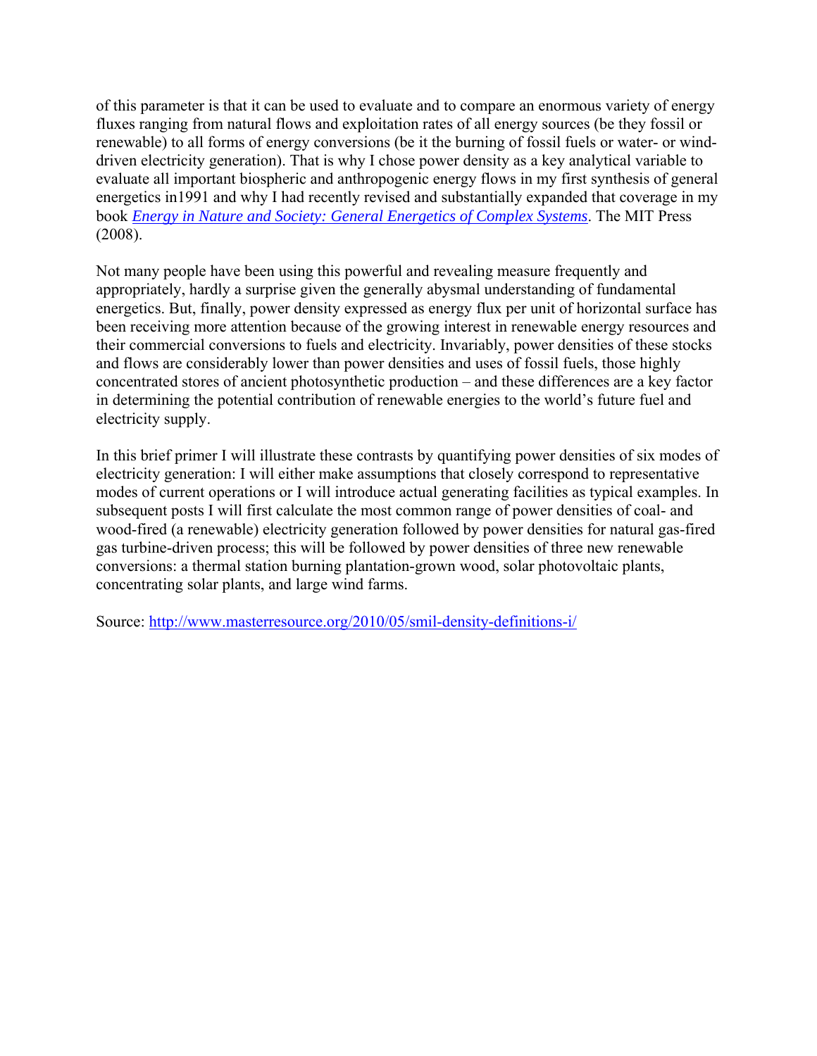of this parameter is that it can be used to evaluate and to compare an enormous variety of energy fluxes ranging from natural flows and exploitation rates of all energy sources (be they fossil or renewable) to all forms of energy conversions (be it the burning of fossil fuels or water- or wind-driven electricity generation). That is why I chose power density as a key analytical variable to evaluate all important biospheric and anthropogenic energy flows in my first synthesis of general energetics in1991 and why I had recently revised and substantially expanded that coverage in my book [*Energy in Nature and Society: General Energetics of Complex Systems*](). The MIT Press (2008).

Not many people have been using this powerful and revealing measure frequently and appropriately, hardly a surprise given the generally abysmal understanding of fundamental energetics. But, finally, power density expressed as energy flux per unit of horizontal surface has been receiving more attention because of the growing interest in renewable energy resources and their commercial conversions to fuels and electricity. Invariably, power densities of these stocks and flows are considerably lower than power densities and uses of fossil fuels, those highly concentrated stores of ancient photosynthetic production – and these differences are a key factor in determining the potential contribution of renewable energies to the world's future fuel and electricity supply.

In this brief primer I will illustrate these contrasts by quantifying power densities of six modes of electricity generation: I will either make assumptions that closely correspond to representative modes of current operations or I will introduce actual generating facilities as typical examples. In subsequent posts I will first calculate the most common range of power densities of coal- and wood-fired (a renewable) electricity generation followed by power densities for natural gas-fired gas turbine-driven process; this will be followed by power densities of three new renewable conversions: a thermal station burning plantation-grown wood, solar photovoltaic plants, concentrating solar plants, and large wind farms.

Source: http://www.masterresource.org/2010/05/smil-density-definitions-i/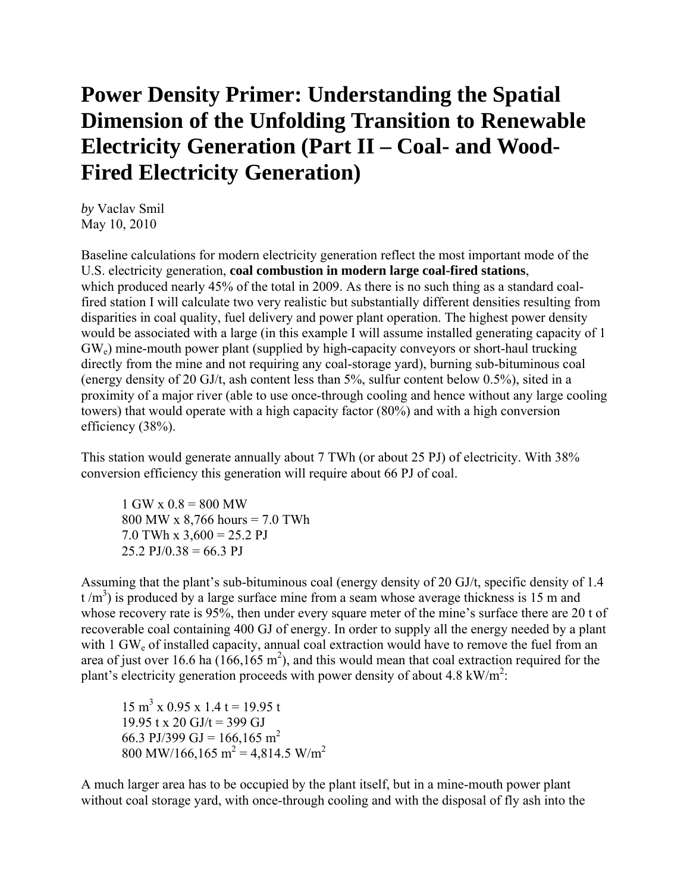# Power Density Primer: Understanding the Spatial Dimension of the Unfolding Transition to Renewable Electricity Generation (Part II – Coal- and Wood-Fired Electricity Generation)

*by* Vaclav Smil
May 10, 2010

Baseline calculations for modern electricity generation reflect the most important mode of the U.S. electricity generation, **coal combustion in modern large coal-fired stations**, which produced nearly 45% of the total in 2009. As there is no such thing as a standard coal-fired station I will calculate two very realistic but substantially different densities resulting from disparities in coal quality, fuel delivery and power plant operation. The highest power density would be associated with a large (in this example I will assume installed generating capacity of 1 $GW_e$) mine-mouth power plant (supplied by high-capacity conveyors or short-haul trucking directly from the mine and not requiring any coal-storage yard), burning sub-bituminous coal (energy density of 20 GJ/t, ash content less than 5%, sulfur content below 0.5%), sited in a proximity of a major river (able to use once-through cooling and hence without any large cooling towers) that would operate with a high capacity factor (80%) and with a high conversion efficiency (38%).

This station would generate annually about 7 TWh (or about 25 PJ) of electricity. With 38% conversion efficiency this generation will require about 66 PJ of coal.

> 1 GW x 0.8 = 800 MW
> 800 MW x 8,766 hours = 7.0 TWh
> 7.0 TWh x 3,600 = 25.2 PJ
> 25.2 PJ/0.38 = 66.3 PJ

Assuming that the plant's sub-bituminous coal (energy density of 20 GJ/t, specific density of 1.4 t /$m^3$) is produced by a large surface mine from a seam whose average thickness is 15 m and whose recovery rate is 95%, then under every square meter of the mine's surface there are 20 t of recoverable coal containing 400 GJ of energy. In order to supply all the energy needed by a plant with 1 $GW_e$ of installed capacity, annual coal extraction would have to remove the fuel from an area of just over 16.6 ha (166,165 $m^2$), and this would mean that coal extraction required for the plant's electricity generation proceeds with power density of about 4.8 kW/$m^2$:

> 15 $m^3$ x 0.95 x 1.4 t = 19.95 t
> 19.95 t x 20 GJ/t = 399 GJ
> 66.3 PJ/399 GJ = 166,165 $m^2$
> 800 MW/166,165 $m^2$ = 4,814.5 W/$m^2$

A much larger area has to be occupied by the plant itself, but in a mine-mouth power plant without coal storage yard, with once-through cooling and with the disposal of fly ash into the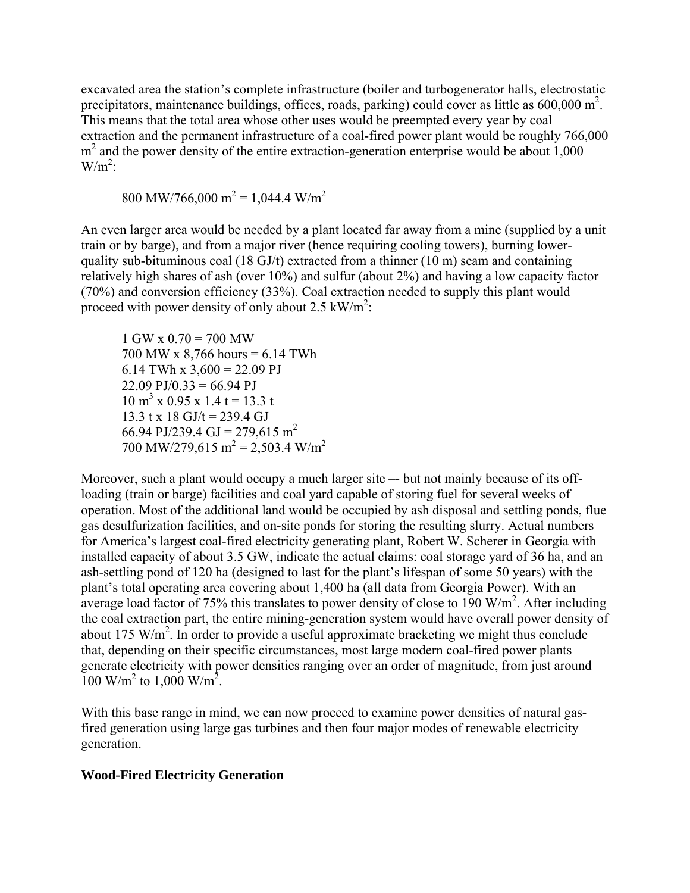excavated area the station's complete infrastructure (boiler and turbogenerator halls, electrostatic precipitators, maintenance buildings, offices, roads, parking) could cover as little as 600,000 $m^2$. This means that the total area whose other uses would be preempted every year by coal extraction and the permanent infrastructure of a coal-fired power plant would be roughly 766,000 $m^2$ and the power density of the entire extraction-generation enterprise would be about 1,000 $W/m^2$:

$$800 \text{ MW}/766{,}000 \text{ m}^2 = 1{,}044.4 \text{ W/m}^2$$

An even larger area would be needed by a plant located far away from a mine (supplied by a unit train or by barge), and from a major river (hence requiring cooling towers), burning lower-quality sub-bituminous coal (18 GJ/t) extracted from a thinner (10 m) seam and containing relatively high shares of ash (over 10%) and sulfur (about 2%) and having a low capacity factor (70%) and conversion efficiency (33%). Coal extraction needed to supply this plant would proceed with power density of only about 2.5 $kW/m^2$:

$$1 \text{ GW} \times 0.70 = 700 \text{ MW}$$
$$700 \text{ MW} \times 8{,}766 \text{ hours} = 6.14 \text{ TWh}$$
$$6.14 \text{ TWh} \times 3{,}600 = 22.09 \text{ PJ}$$
$$22.09 \text{ PJ}/0.33 = 66.94 \text{ PJ}$$
$$10 \text{ m}^3 \times 0.95 \times 1.4 \text{ t} = 13.3 \text{ t}$$
$$13.3 \text{ t} \times 18 \text{ GJ/t} = 239.4 \text{ GJ}$$
$$66.94 \text{ PJ}/239.4 \text{ GJ} = 279{,}615 \text{ m}^2$$
$$700 \text{ MW}/279{,}615 \text{ m}^2 = 2{,}503.4 \text{ W/m}^2$$

Moreover, such a plant would occupy a much larger site –- but not mainly because of its off-loading (train or barge) facilities and coal yard capable of storing fuel for several weeks of operation. Most of the additional land would be occupied by ash disposal and settling ponds, flue gas desulfurization facilities, and on-site ponds for storing the resulting slurry. Actual numbers for America's largest coal-fired electricity generating plant, Robert W. Scherer in Georgia with installed capacity of about 3.5 GW, indicate the actual claims: coal storage yard of 36 ha, and an ash-settling pond of 120 ha (designed to last for the plant's lifespan of some 50 years) with the plant's total operating area covering about 1,400 ha (all data from Georgia Power). With an average load factor of 75% this translates to power density of close to 190 $W/m^2$. After including the coal extraction part, the entire mining-generation system would have overall power density of about 175 $W/m^2$. In order to provide a useful approximate bracketing we might thus conclude that, depending on their specific circumstances, most large modern coal-fired power plants generate electricity with power densities ranging over an order of magnitude, from just around 100 $W/m^2$ to 1,000 $W/m^2$.

With this base range in mind, we can now proceed to examine power densities of natural gas-fired generation using large gas turbines and then four major modes of renewable electricity generation.

## Wood-Fired Electricity Generation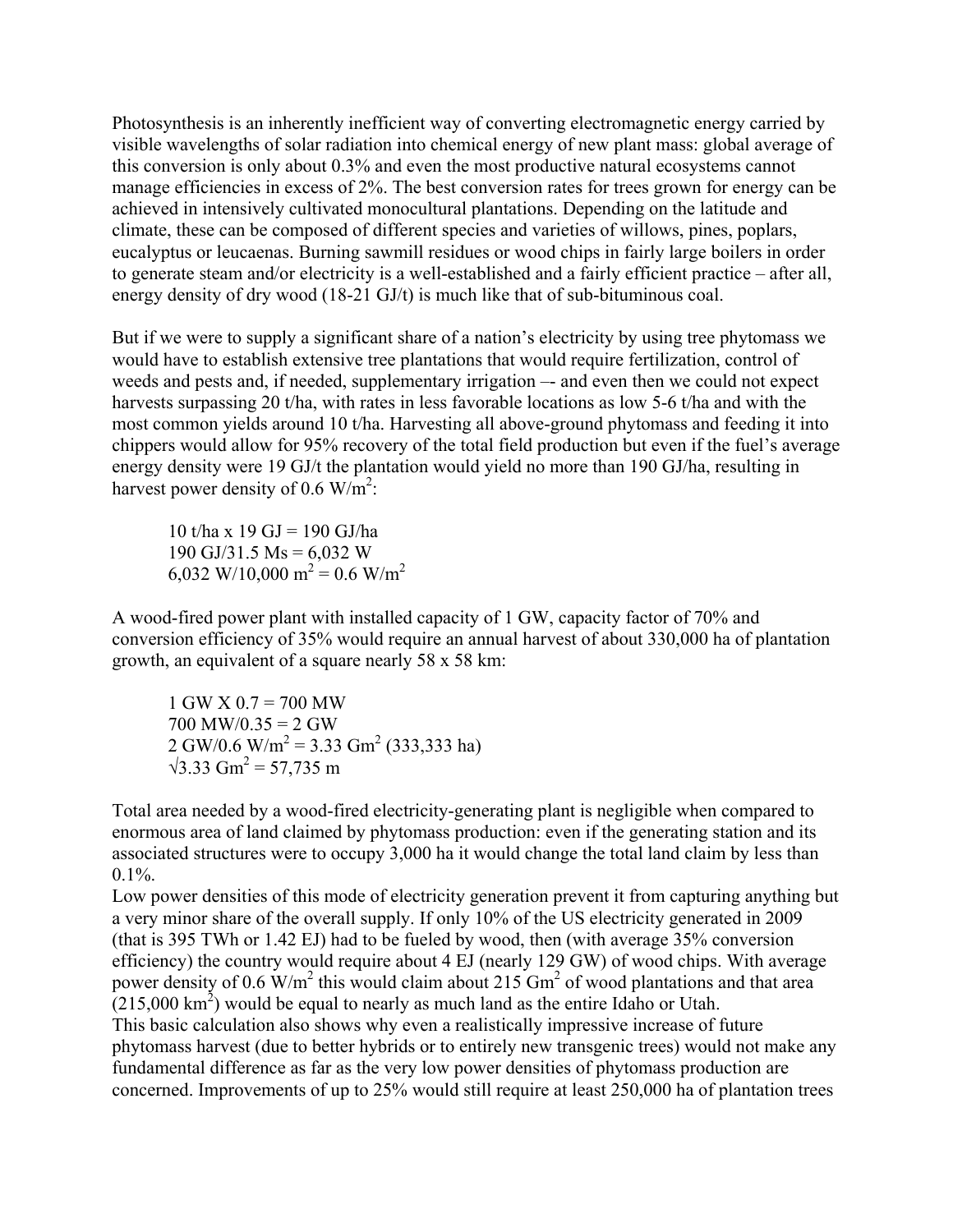Photosynthesis is an inherently inefficient way of converting electromagnetic energy carried by visible wavelengths of solar radiation into chemical energy of new plant mass: global average of this conversion is only about 0.3% and even the most productive natural ecosystems cannot manage efficiencies in excess of 2%. The best conversion rates for trees grown for energy can be achieved in intensively cultivated monocultural plantations. Depending on the latitude and climate, these can be composed of different species and varieties of willows, pines, poplars, eucalyptus or leucaenas. Burning sawmill residues or wood chips in fairly large boilers in order to generate steam and/or electricity is a well-established and a fairly efficient practice – after all, energy density of dry wood (18-21 GJ/t) is much like that of sub-bituminous coal.

But if we were to supply a significant share of a nation's electricity by using tree phytomass we would have to establish extensive tree plantations that would require fertilization, control of weeds and pests and, if needed, supplementary irrigation –- and even then we could not expect harvests surpassing 20 t/ha, with rates in less favorable locations as low 5-6 t/ha and with the most common yields around 10 t/ha. Harvesting all above-ground phytomass and feeding it into chippers would allow for 95% recovery of the total field production but even if the fuel's average energy density were 19 GJ/t the plantation would yield no more than 190 GJ/ha, resulting in harvest power density of 0.6 $W/m^2$:

> 10 t/ha x 19 GJ = 190 GJ/ha
> 190 GJ/31.5 Ms = 6,032 W
> 6,032 W/10,000 $m^2$ = 0.6 $W/m^2$

A wood-fired power plant with installed capacity of 1 GW, capacity factor of 70% and conversion efficiency of 35% would require an annual harvest of about 330,000 ha of plantation growth, an equivalent of a square nearly 58 x 58 km:

> 1 GW X 0.7 = 700 MW
> 700 MW/0.35 = 2 GW
> 2 GW/0.6 $W/m^2$ = 3.33 $Gm^2$ (333,333 ha)
> $\sqrt{3.33}$ $Gm^2$ = 57,735 m

Total area needed by a wood-fired electricity-generating plant is negligible when compared to enormous area of land claimed by phytomass production: even if the generating station and its associated structures were to occupy 3,000 ha it would change the total land claim by less than 0.1%.

Low power densities of this mode of electricity generation prevent it from capturing anything but a very minor share of the overall supply. If only 10% of the US electricity generated in 2009 (that is 395 TWh or 1.42 EJ) had to be fueled by wood, then (with average 35% conversion efficiency) the country would require about 4 EJ (nearly 129 GW) of wood chips. With average power density of 0.6 $W/m^2$ this would claim about 215 $Gm^2$ of wood plantations and that area (215,000 $km^2$) would be equal to nearly as much land as the entire Idaho or Utah.

This basic calculation also shows why even a realistically impressive increase of future phytomass harvest (due to better hybrids or to entirely new transgenic trees) would not make any fundamental difference as far as the very low power densities of phytomass production are concerned. Improvements of up to 25% would still require at least 250,000 ha of plantation trees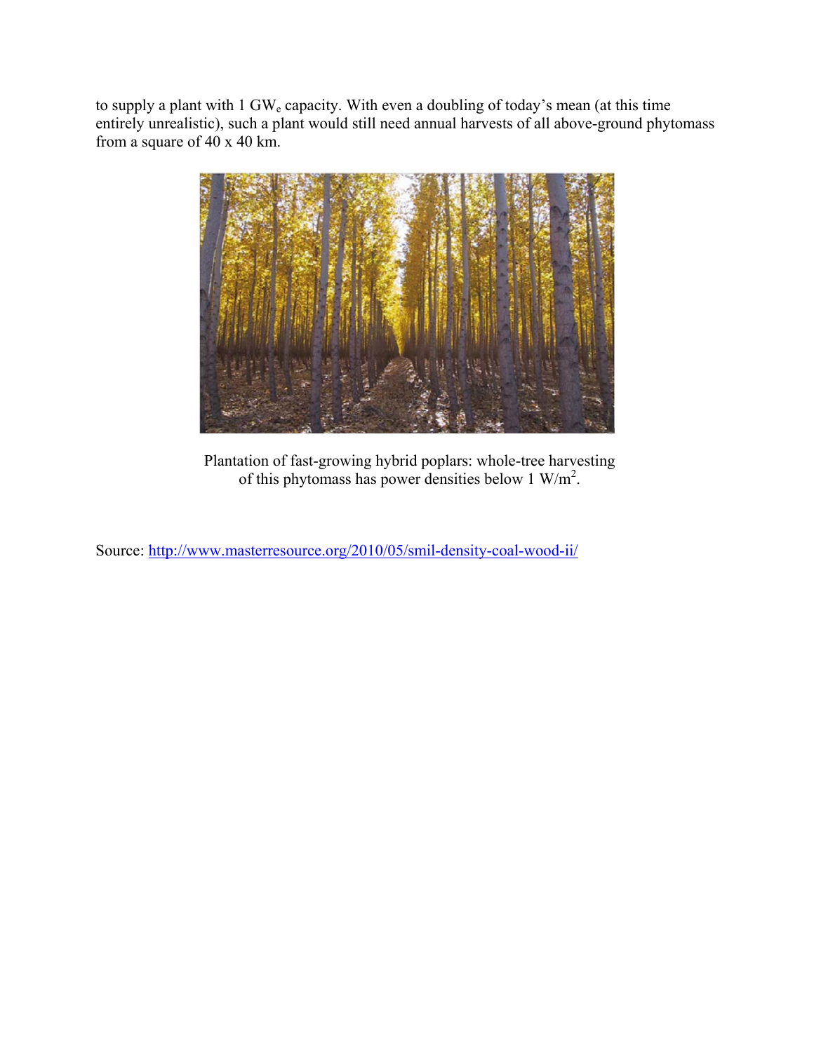to supply a plant with 1 $GW_e$ capacity. With even a doubling of today's mean (at this time entirely unrealistic), such a plant would still need annual harvests of all above-ground phytomass from a square of 40 x 40 km.

Plantation of fast-growing hybrid poplars: whole-tree harvesting of this phytomass has power densities below 1 $W/m^2$.

Source: http://www.masterresource.org/2010/05/smil-density-coal-wood-ii/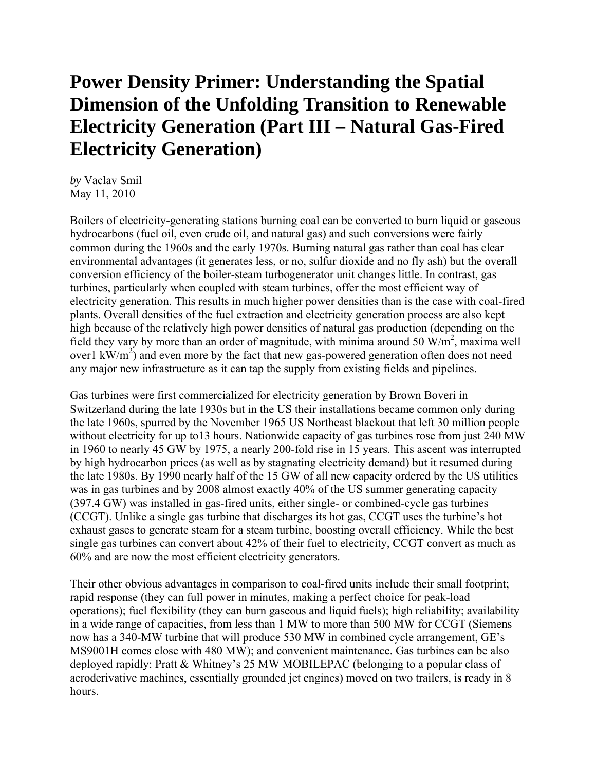# Power Density Primer: Understanding the Spatial Dimension of the Unfolding Transition to Renewable Electricity Generation (Part III – Natural Gas-Fired Electricity Generation)

*by* Vaclav Smil
May 11, 2010

Boilers of electricity-generating stations burning coal can be converted to burn liquid or gaseous hydrocarbons (fuel oil, even crude oil, and natural gas) and such conversions were fairly common during the 1960s and the early 1970s. Burning natural gas rather than coal has clear environmental advantages (it generates less, or no, sulfur dioxide and no fly ash) but the overall conversion efficiency of the boiler-steam turbogenerator unit changes little. In contrast, gas turbines, particularly when coupled with steam turbines, offer the most efficient way of electricity generation. This results in much higher power densities than is the case with coal-fired plants. Overall densities of the fuel extraction and electricity generation process are also kept high because of the relatively high power densities of natural gas production (depending on the field they vary by more than an order of magnitude, with minima around 50 $W/m^2$, maxima well over1 $kW/m^2$) and even more by the fact that new gas-powered generation often does not need any major new infrastructure as it can tap the supply from existing fields and pipelines.

Gas turbines were first commercialized for electricity generation by Brown Boveri in Switzerland during the late 1930s but in the US their installations became common only during the late 1960s, spurred by the November 1965 US Northeast blackout that left 30 million people without electricity for up to13 hours. Nationwide capacity of gas turbines rose from just 240 MW in 1960 to nearly 45 GW by 1975, a nearly 200-fold rise in 15 years. This ascent was interrupted by high hydrocarbon prices (as well as by stagnating electricity demand) but it resumed during the late 1980s. By 1990 nearly half of the 15 GW of all new capacity ordered by the US utilities was in gas turbines and by 2008 almost exactly 40% of the US summer generating capacity (397.4 GW) was installed in gas-fired units, either single- or combined-cycle gas turbines (CCGT). Unlike a single gas turbine that discharges its hot gas, CCGT uses the turbine's hot exhaust gases to generate steam for a steam turbine, boosting overall efficiency. While the best single gas turbines can convert about 42% of their fuel to electricity, CCGT convert as much as 60% and are now the most efficient electricity generators.

Their other obvious advantages in comparison to coal-fired units include their small footprint; rapid response (they can full power in minutes, making a perfect choice for peak-load operations); fuel flexibility (they can burn gaseous and liquid fuels); high reliability; availability in a wide range of capacities, from less than 1 MW to more than 500 MW for CCGT (Siemens now has a 340-MW turbine that will produce 530 MW in combined cycle arrangement, GE's MS9001H comes close with 480 MW); and convenient maintenance. Gas turbines can be also deployed rapidly: Pratt & Whitney's 25 MW MOBILEPAC (belonging to a popular class of aeroderivative machines, essentially grounded jet engines) moved on two trailers, is ready in 8 hours.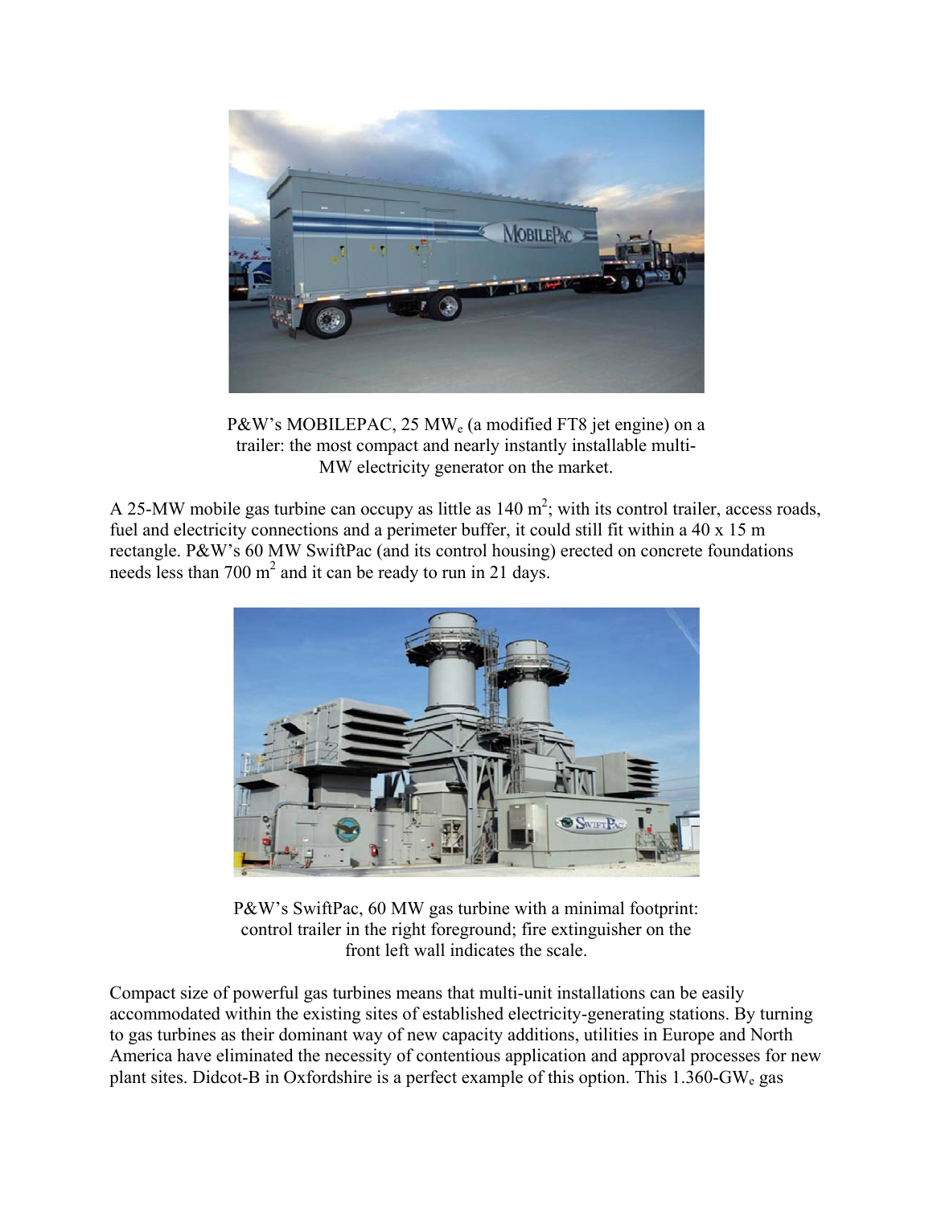P&W's MOBILEPAC, 25 $MW_e$ (a modified FT8 jet engine) on a trailer: the most compact and nearly instantly installable multi-MW electricity generator on the market.

A 25-MW mobile gas turbine can occupy as little as 140 $m^2$; with its control trailer, access roads, fuel and electricity connections and a perimeter buffer, it could still fit within a 40 x 15 m rectangle. P&W's 60 MW SwiftPac (and its control housing) erected on concrete foundations needs less than 700 $m^2$ and it can be ready to run in 21 days.

P&W's SwiftPac, 60 MW gas turbine with a minimal footprint: control trailer in the right foreground; fire extinguisher on the front left wall indicates the scale.

Compact size of powerful gas turbines means that multi-unit installations can be easily accommodated within the existing sites of established electricity-generating stations. By turning to gas turbines as their dominant way of new capacity additions, utilities in Europe and North America have eliminated the necessity of contentious application and approval processes for new plant sites. Didcot-B in Oxfordshire is a perfect example of this option. This 1.360-$GW_e$ gas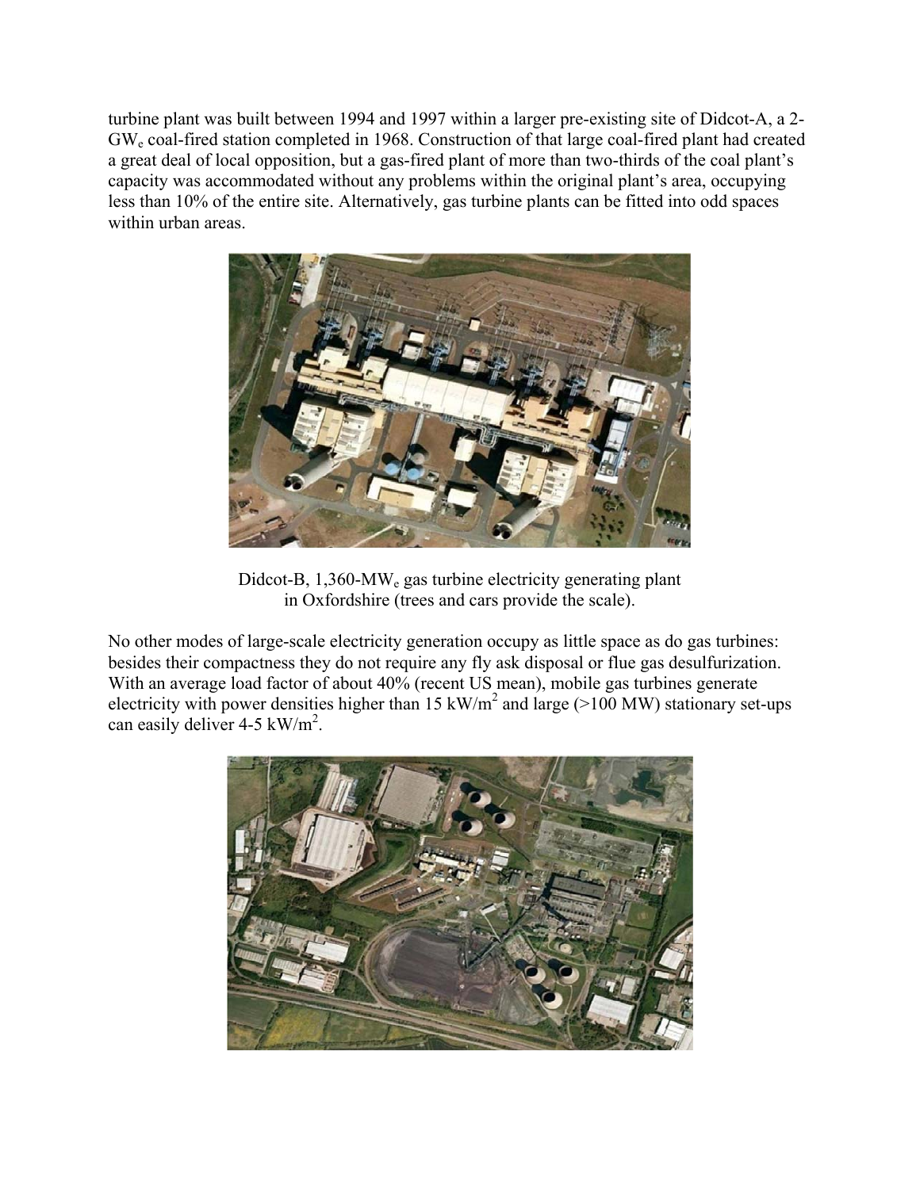turbine plant was built between 1994 and 1997 within a larger pre-existing site of Didcot-A, a 2-$GW_e$ coal-fired station completed in 1968. Construction of that large coal-fired plant had created a great deal of local opposition, but a gas-fired plant of more than two-thirds of the coal plant's capacity was accommodated without any problems within the original plant's area, occupying less than 10% of the entire site. Alternatively, gas turbine plants can be fitted into odd spaces within urban areas.

Didcot-B, 1,360-$MW_e$ gas turbine electricity generating plant in Oxfordshire (trees and cars provide the scale).

No other modes of large-scale electricity generation occupy as little space as do gas turbines: besides their compactness they do not require any fly ask disposal or flue gas desulfurization. With an average load factor of about 40% (recent US mean), mobile gas turbines generate electricity with power densities higher than 15 $kW/m^2$ and large (>100 MW) stationary set-ups can easily deliver 4-5 $kW/m^2$.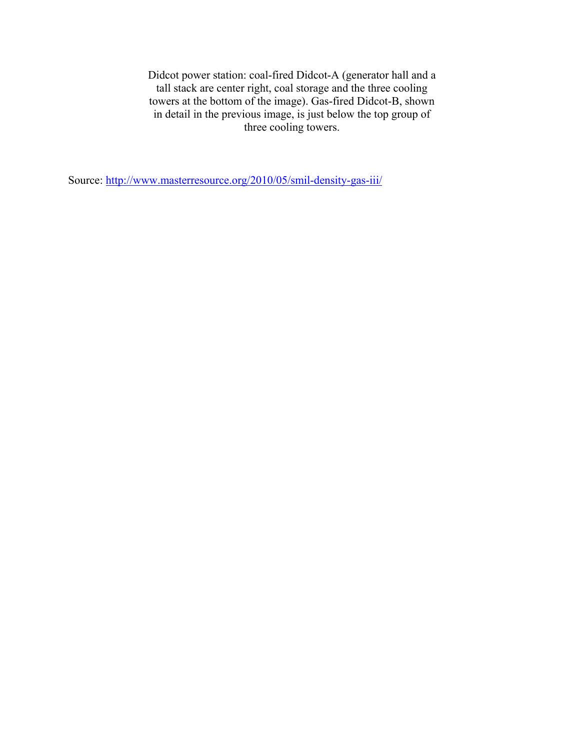Didcot power station: coal-fired Didcot-A (generator hall and a tall stack are center right, coal storage and the three cooling towers at the bottom of the image). Gas-fired Didcot-B, shown in detail in the previous image, is just below the top group of three cooling towers.

Source: [http://www.masterresource.org/2010/05/smil-density-gas-iii/](http://www.masterresource.org/2010/05/smil-density-gas-iii/)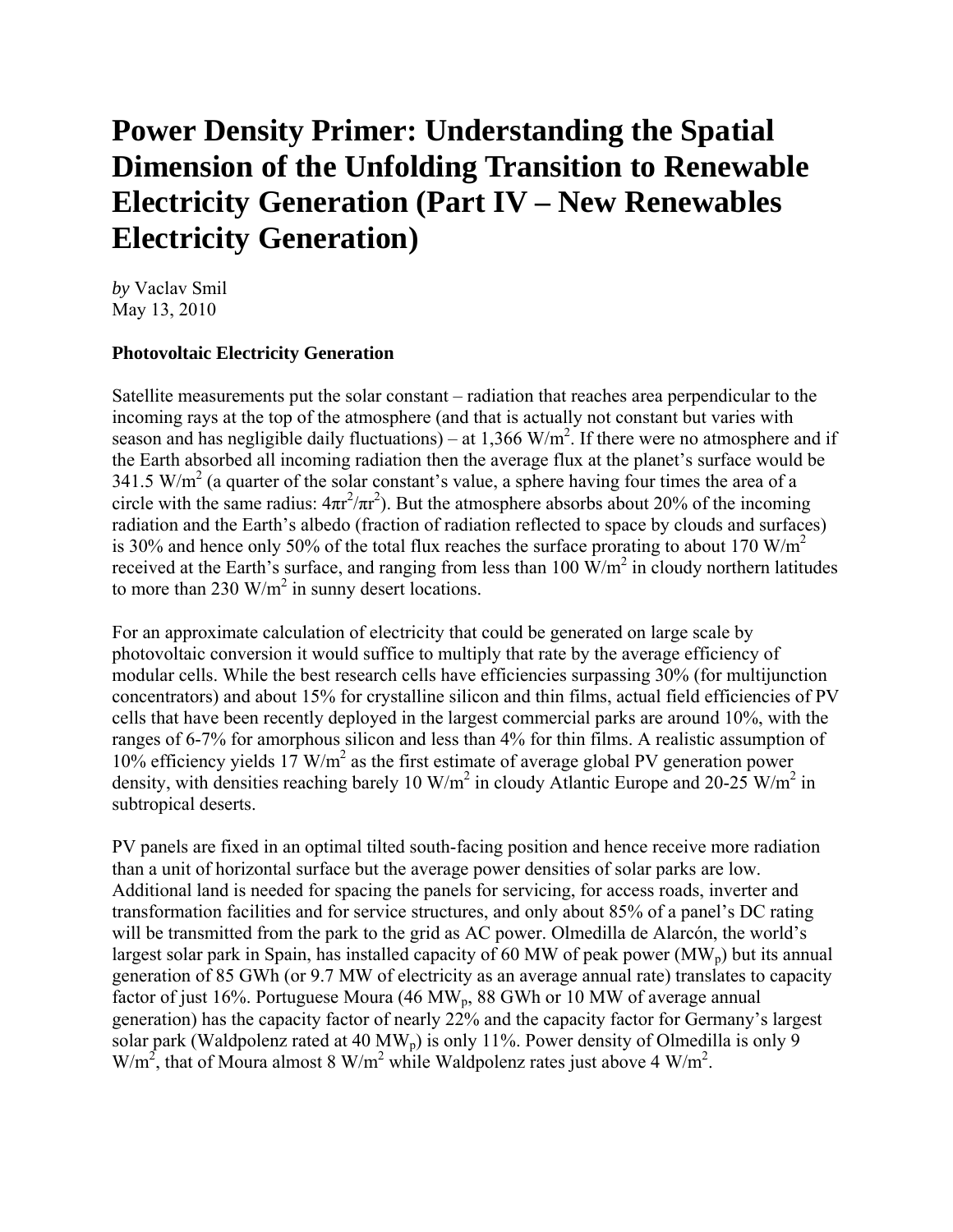# Power Density Primer: Understanding the Spatial Dimension of the Unfolding Transition to Renewable Electricity Generation (Part IV – New Renewables Electricity Generation)

*by* Vaclav Smil
May 13, 2010

### Photovoltaic Electricity Generation

Satellite measurements put the solar constant – radiation that reaches area perpendicular to the incoming rays at the top of the atmosphere (and that is actually not constant but varies with season and has negligible daily fluctuations) – at 1,366 $W/m^2$. If there were no atmosphere and if the Earth absorbed all incoming radiation then the average flux at the planet's surface would be 341.5 $W/m^2$ (a quarter of the solar constant's value, a sphere having four times the area of a circle with the same radius: $4\pi r^2/\pi r^2$). But the atmosphere absorbs about 20% of the incoming radiation and the Earth's albedo (fraction of radiation reflected to space by clouds and surfaces) is 30% and hence only 50% of the total flux reaches the surface prorating to about 170 $W/m^2$ received at the Earth's surface, and ranging from less than 100 $W/m^2$ in cloudy northern latitudes to more than 230 $W/m^2$ in sunny desert locations.

For an approximate calculation of electricity that could be generated on large scale by photovoltaic conversion it would suffice to multiply that rate by the average efficiency of modular cells. While the best research cells have efficiencies surpassing 30% (for multijunction concentrators) and about 15% for crystalline silicon and thin films, actual field efficiencies of PV cells that have been recently deployed in the largest commercial parks are around 10%, with the ranges of 6-7% for amorphous silicon and less than 4% for thin films. A realistic assumption of 10% efficiency yields 17 $W/m^2$ as the first estimate of average global PV generation power density, with densities reaching barely 10 $W/m^2$ in cloudy Atlantic Europe and 20-25 $W/m^2$ in subtropical deserts.

PV panels are fixed in an optimal tilted south-facing position and hence receive more radiation than a unit of horizontal surface but the average power densities of solar parks are low. Additional land is needed for spacing the panels for servicing, for access roads, inverter and transformation facilities and for service structures, and only about 85% of a panel's DC rating will be transmitted from the park to the grid as AC power. Olmedilla de Alarcón, the world's largest solar park in Spain, has installed capacity of 60 MW of peak power ($MW_p$) but its annual generation of 85 GWh (or 9.7 MW of electricity as an average annual rate) translates to capacity factor of just 16%. Portuguese Moura (46 $MW_p$, 88 GWh or 10 MW of average annual generation) has the capacity factor of nearly 22% and the capacity factor for Germany's largest solar park (Waldpolenz rated at 40 $MW_p$) is only 11%. Power density of Olmedilla is only 9 $W/m^2$, that of Moura almost 8 $W/m^2$ while Waldpolenz rates just above 4 $W/m^2$.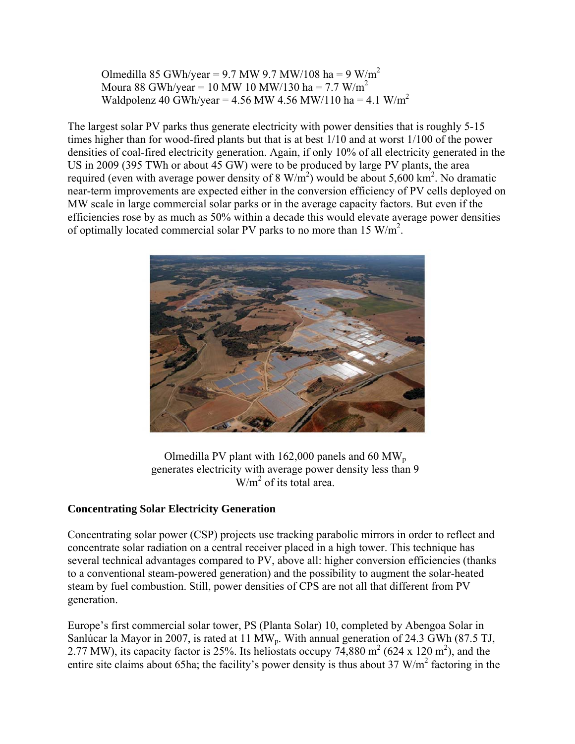Olmedilla 85 GWh/year = 9.7 MW 9.7 MW/108 ha = 9 W/m$^2$
Moura 88 GWh/year = 10 MW 10 MW/130 ha = 7.7 W/m$^2$
Waldpolenz 40 GWh/year = 4.56 MW 4.56 MW/110 ha = 4.1 W/m$^2$

The largest solar PV parks thus generate electricity with power densities that is roughly 5-15 times higher than for wood-fired plants but that is at best 1/10 and at worst 1/100 of the power densities of coal-fired electricity generation. Again, if only 10% of all electricity generated in the US in 2009 (395 TWh or about 45 GW) were to be produced by large PV plants, the area required (even with average power density of 8 W/m$^2$) would be about 5,600 km$^2$. No dramatic near-term improvements are expected either in the conversion efficiency of PV cells deployed on MW scale in large commercial solar parks or in the average capacity factors. But even if the efficiencies rose by as much as 50% within a decade this would elevate average power densities of optimally located commercial solar PV parks to no more than 15 W/m$^2$.

Olmedilla PV plant with 162,000 panels and 60 MW$_p$ generates electricity with average power density less than 9 W/m$^2$ of its total area.

## Concentrating Solar Electricity Generation

Concentrating solar power (CSP) projects use tracking parabolic mirrors in order to reflect and concentrate solar radiation on a central receiver placed in a high tower. This technique has several technical advantages compared to PV, above all: higher conversion efficiencies (thanks to a conventional steam-powered generation) and the possibility to augment the solar-heated steam by fuel combustion. Still, power densities of CPS are not all that different from PV generation.

Europe's first commercial solar tower, PS (Planta Solar) 10, completed by Abengoa Solar in Sanlúcar la Mayor in 2007, is rated at 11 MW$_p$. With annual generation of 24.3 GWh (87.5 TJ, 2.77 MW), its capacity factor is 25%. Its heliostats occupy 74,880 m$^2$ (624 x 120 m$^2$), and the entire site claims about 65ha; the facility's power density is thus about 37 W/m$^2$ factoring in the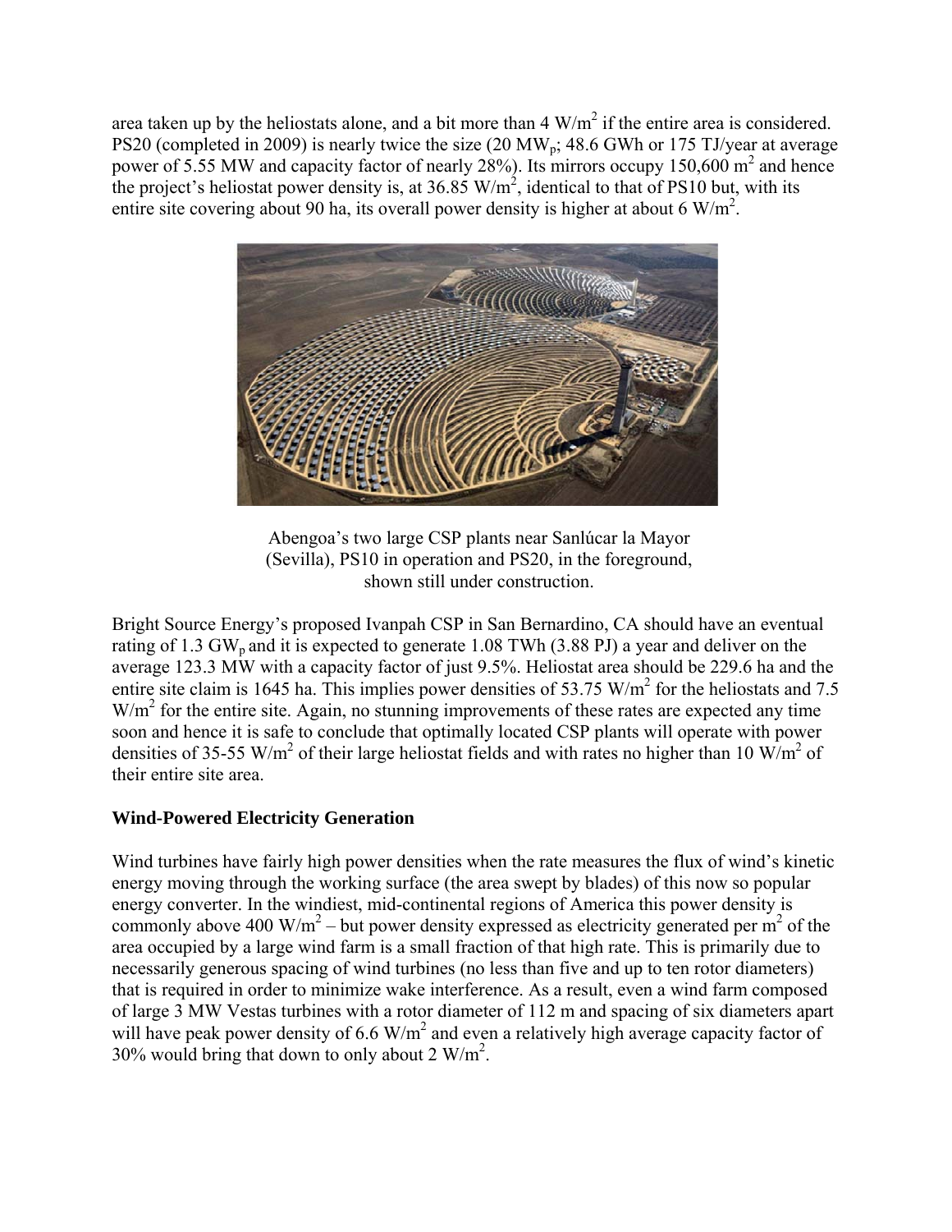area taken up by the heliostats alone, and a bit more than 4 W/m$^2$ if the entire area is considered. PS20 (completed in 2009) is nearly twice the size (20 MW$_p$; 48.6 GWh or 175 TJ/year at average power of 5.55 MW and capacity factor of nearly 28%). Its mirrors occupy 150,600 m$^2$ and hence the project's heliostat power density is, at 36.85 W/m$^2$, identical to that of PS10 but, with its entire site covering about 90 ha, its overall power density is higher at about 6 W/m$^2$.

Abengoa's two large CSP plants near Sanlúcar la Mayor (Sevilla), PS10 in operation and PS20, in the foreground, shown still under construction.

Bright Source Energy's proposed Ivanpah CSP in San Bernardino, CA should have an eventual rating of 1.3 GW$_p$ and it is expected to generate 1.08 TWh (3.88 PJ) a year and deliver on the average 123.3 MW with a capacity factor of just 9.5%. Heliostat area should be 229.6 ha and the entire site claim is 1645 ha. This implies power densities of 53.75 W/m$^2$ for the heliostats and 7.5 W/m$^2$ for the entire site. Again, no stunning improvements of these rates are expected any time soon and hence it is safe to conclude that optimally located CSP plants will operate with power densities of 35-55 W/m$^2$ of their large heliostat fields and with rates no higher than 10 W/m$^2$ of their entire site area.

## Wind-Powered Electricity Generation

Wind turbines have fairly high power densities when the rate measures the flux of wind's kinetic energy moving through the working surface (the area swept by blades) of this now so popular energy converter. In the windiest, mid-continental regions of America this power density is commonly above 400 W/m$^2$ – but power density expressed as electricity generated per m$^2$ of the area occupied by a large wind farm is a small fraction of that high rate. This is primarily due to necessarily generous spacing of wind turbines (no less than five and up to ten rotor diameters) that is required in order to minimize wake interference. As a result, even a wind farm composed of large 3 MW Vestas turbines with a rotor diameter of 112 m and spacing of six diameters apart will have peak power density of 6.6 W/m$^2$ and even a relatively high average capacity factor of 30% would bring that down to only about 2 W/m$^2$.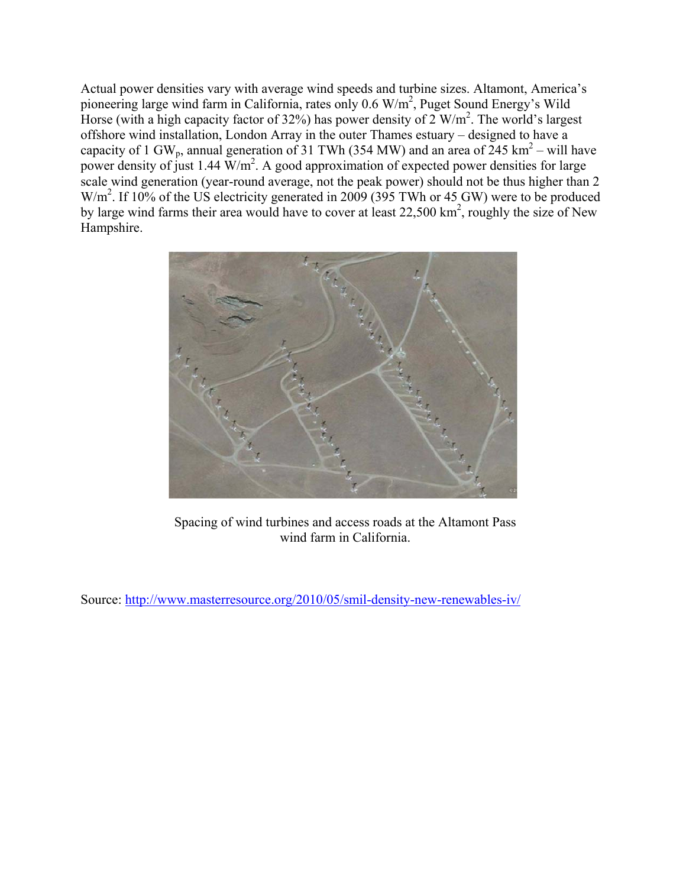Actual power densities vary with average wind speeds and turbine sizes. Altamont, America's pioneering large wind farm in California, rates only 0.6 $W/m^2$, Puget Sound Energy's Wild Horse (with a high capacity factor of 32%) has power density of 2 $W/m^2$. The world's largest offshore wind installation, London Array in the outer Thames estuary – designed to have a capacity of 1 $GW_p$, annual generation of 31 TWh (354 MW) and an area of 245 $km^2$ – will have power density of just 1.44 $W/m^2$. A good approximation of expected power densities for large scale wind generation (year-round average, not the peak power) should not be thus higher than 2 $W/m^2$. If 10% of the US electricity generated in 2009 (395 TWh or 45 GW) were to be produced by large wind farms their area would have to cover at least 22,500 $km^2$, roughly the size of New Hampshire.

Spacing of wind turbines and access roads at the Altamont Pass wind farm in California.

Source: http://www.masterresource.org/2010/05/smil-density-new-renewables-iv/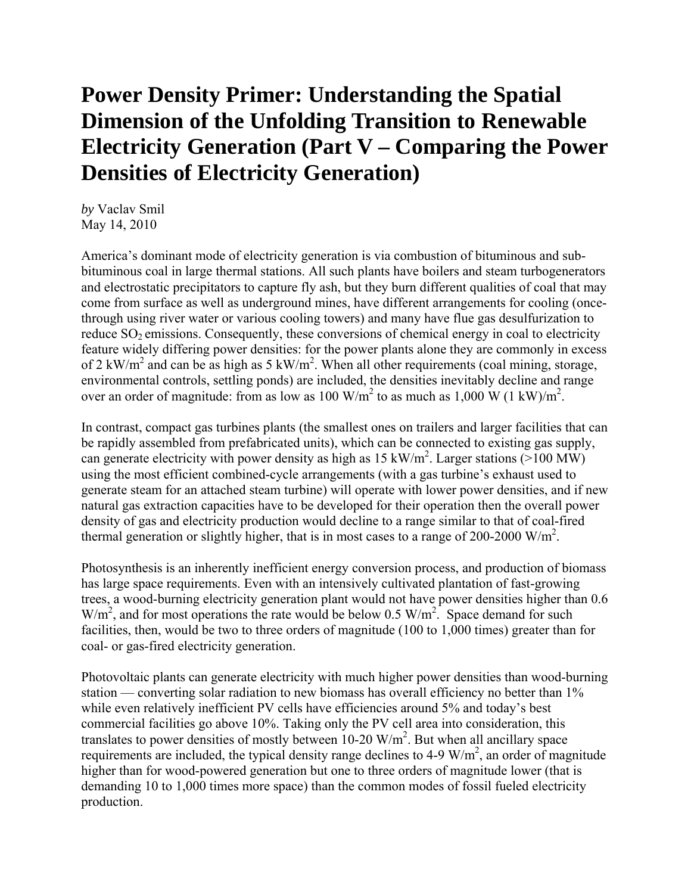# Power Density Primer: Understanding the Spatial Dimension of the Unfolding Transition to Renewable Electricity Generation (Part V – Comparing the Power Densities of Electricity Generation)

*by* Vaclav Smil
May 14, 2010

America's dominant mode of electricity generation is via combustion of bituminous and sub-bituminous coal in large thermal stations. All such plants have boilers and steam turbogenerators and electrostatic precipitators to capture fly ash, but they burn different qualities of coal that may come from surface as well as underground mines, have different arrangements for cooling (once-through using river water or various cooling towers) and many have flue gas desulfurization to reduce $SO_2$ emissions. Consequently, these conversions of chemical energy in coal to electricity feature widely differing power densities: for the power plants alone they are commonly in excess of 2 $kW/m^2$ and can be as high as 5 $kW/m^2$. When all other requirements (coal mining, storage, environmental controls, settling ponds) are included, the densities inevitably decline and range over an order of magnitude: from as low as 100 $W/m^2$ to as much as 1,000 W (1 kW)/$m^2$.

In contrast, compact gas turbines plants (the smallest ones on trailers and larger facilities that can be rapidly assembled from prefabricated units), which can be connected to existing gas supply, can generate electricity with power density as high as 15 $kW/m^2$. Larger stations (>100 MW) using the most efficient combined-cycle arrangements (with a gas turbine's exhaust used to generate steam for an attached steam turbine) will operate with lower power densities, and if new natural gas extraction capacities have to be developed for their operation then the overall power density of gas and electricity production would decline to a range similar to that of coal-fired thermal generation or slightly higher, that is in most cases to a range of 200-2000 $W/m^2$.

Photosynthesis is an inherently inefficient energy conversion process, and production of biomass has large space requirements. Even with an intensively cultivated plantation of fast-growing trees, a wood-burning electricity generation plant would not have power densities higher than 0.6 $W/m^2$, and for most operations the rate would be below 0.5 $W/m^2$. Space demand for such facilities, then, would be two to three orders of magnitude (100 to 1,000 times) greater than for coal- or gas-fired electricity generation.

Photovoltaic plants can generate electricity with much higher power densities than wood-burning station — converting solar radiation to new biomass has overall efficiency no better than 1% while even relatively inefficient PV cells have efficiencies around 5% and today's best commercial facilities go above 10%. Taking only the PV cell area into consideration, this translates to power densities of mostly between 10-20 $W/m^2$. But when all ancillary space requirements are included, the typical density range declines to 4-9 $W/m^2$, an order of magnitude higher than for wood-powered generation but one to three orders of magnitude lower (that is demanding 10 to 1,000 times more space) than the common modes of fossil fueled electricity production.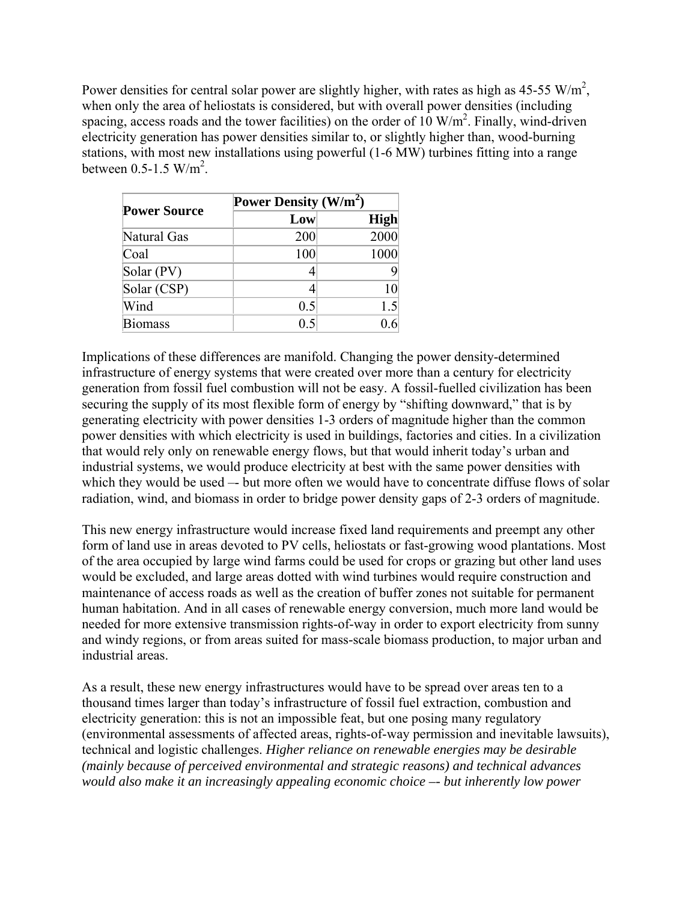Power densities for central solar power are slightly higher, with rates as high as 45-55 W/m$^2$, when only the area of heliostats is considered, but with overall power densities (including spacing, access roads and the tower facilities) on the order of 10 W/m$^2$. Finally, wind-driven electricity generation has power densities similar to, or slightly higher than, wood-burning stations, with most new installations using powerful (1-6 MW) turbines fitting into a range between 0.5-1.5 W/m$^2$.

| Power Source | Power Density (W/m$^2$) | |
|---|---|---|
| | Low | High |
| Natural Gas | 200 | 2000 |
| Coal | 100 | 1000 |
| Solar (PV) | 4 | 9 |
| Solar (CSP) | 4 | 10 |
| Wind | 0.5 | 1.5 |
| Biomass | 0.5 | 0.6 |

Implications of these differences are manifold. Changing the power density-determined infrastructure of energy systems that were created over more than a century for electricity generation from fossil fuel combustion will not be easy. A fossil-fuelled civilization has been securing the supply of its most flexible form of energy by "shifting downward," that is by generating electricity with power densities 1-3 orders of magnitude higher than the common power densities with which electricity is used in buildings, factories and cities. In a civilization that would rely only on renewable energy flows, but that would inherit today's urban and industrial systems, we would produce electricity at best with the same power densities with which they would be used –- but more often we would have to concentrate diffuse flows of solar radiation, wind, and biomass in order to bridge power density gaps of 2-3 orders of magnitude.

This new energy infrastructure would increase fixed land requirements and preempt any other form of land use in areas devoted to PV cells, heliostats or fast-growing wood plantations. Most of the area occupied by large wind farms could be used for crops or grazing but other land uses would be excluded, and large areas dotted with wind turbines would require construction and maintenance of access roads as well as the creation of buffer zones not suitable for permanent human habitation. And in all cases of renewable energy conversion, much more land would be needed for more extensive transmission rights-of-way in order to export electricity from sunny and windy regions, or from areas suited for mass-scale biomass production, to major urban and industrial areas.

As a result, these new energy infrastructures would have to be spread over areas ten to a thousand times larger than today's infrastructure of fossil fuel extraction, combustion and electricity generation: this is not an impossible feat, but one posing many regulatory (environmental assessments of affected areas, rights-of-way permission and inevitable lawsuits), technical and logistic challenges. *Higher reliance on renewable energies may be desirable (mainly because of perceived environmental and strategic reasons) and technical advances would also make it an increasingly appealing economic choice –- but inherently low power*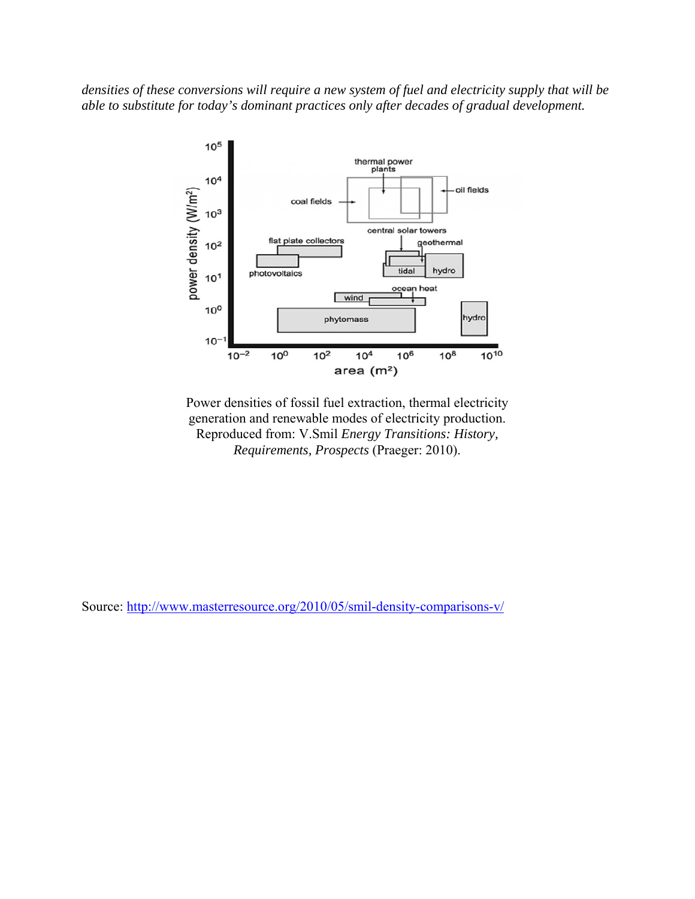*densities of these conversions will require a new system of fuel and electricity supply that will be able to substitute for today's dominant practices only after decades of gradual development.*

power density (W/m²)

$10^5$
$10^4$
$10^3$
$10^2$
$10^1$
$10^0$
$10^{-1}$

thermal power plants
oil fields
coal fields
central solar towers
flat plate collectors
geothermal
photovoltaics
tidal
hydro
ocean heat
wind
phytomass
hydro

$10^{-2}$ $10^0$ $10^2$ $10^4$ $10^6$ $10^8$ $10^{10}$

area (m²)

Power densities of fossil fuel extraction, thermal electricity generation and renewable modes of electricity production. Reproduced from: V.Smil *Energy Transitions: History, Requirements, Prospects* (Praeger: 2010).

Source: http://www.masterresource.org/2010/05/smil-density-comparisons-v/